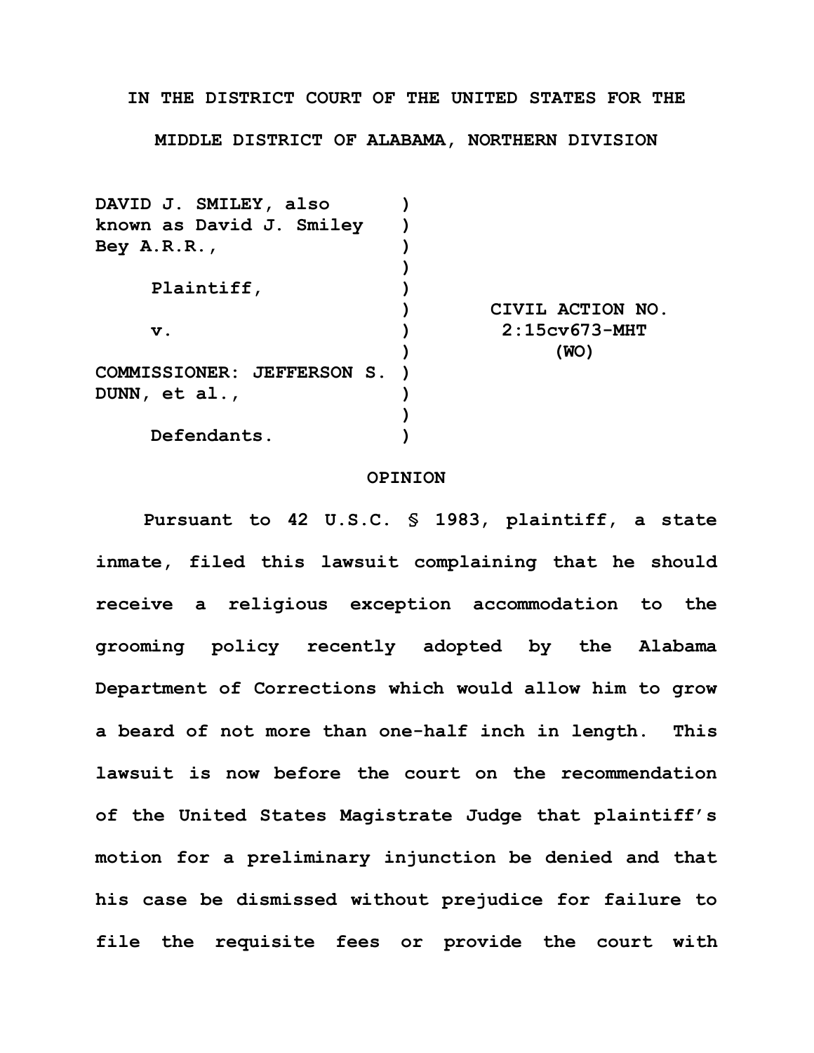**IN THE DISTRICT COURT OF THE UNITED STATES FOR THE MIDDLE DISTRICT OF ALABAMA, NORTHERN DIVISION**

| | | |
|---|---|---|
| **DAVID J. SMILEY, also known as David J. Smiley Bey A.R.R.,** | ) | |
| | ) | |
| **Plaintiff,** | ) | |
| | ) | **CIVIL ACTION NO.** |
| **v.** | ) | **2:15cv673-MHT** |
| | ) | **(WO)** |
| **COMMISSIONER: JEFFERSON S. DUNN, et al.,** | ) | |
| | ) | |
| **Defendants.** | ) | |

## OPINION

**Pursuant to 42 U.S.C. § 1983, plaintiff, a state inmate, filed this lawsuit complaining that he should receive a religious exception accommodation to the grooming policy recently adopted by the Alabama Department of Corrections which would allow him to grow a beard of not more than one-half inch in length. This lawsuit is now before the court on the recommendation of the United States Magistrate Judge that plaintiff's motion for a preliminary injunction be denied and that his case be dismissed without prejudice for failure to file the requisite fees or provide the court with**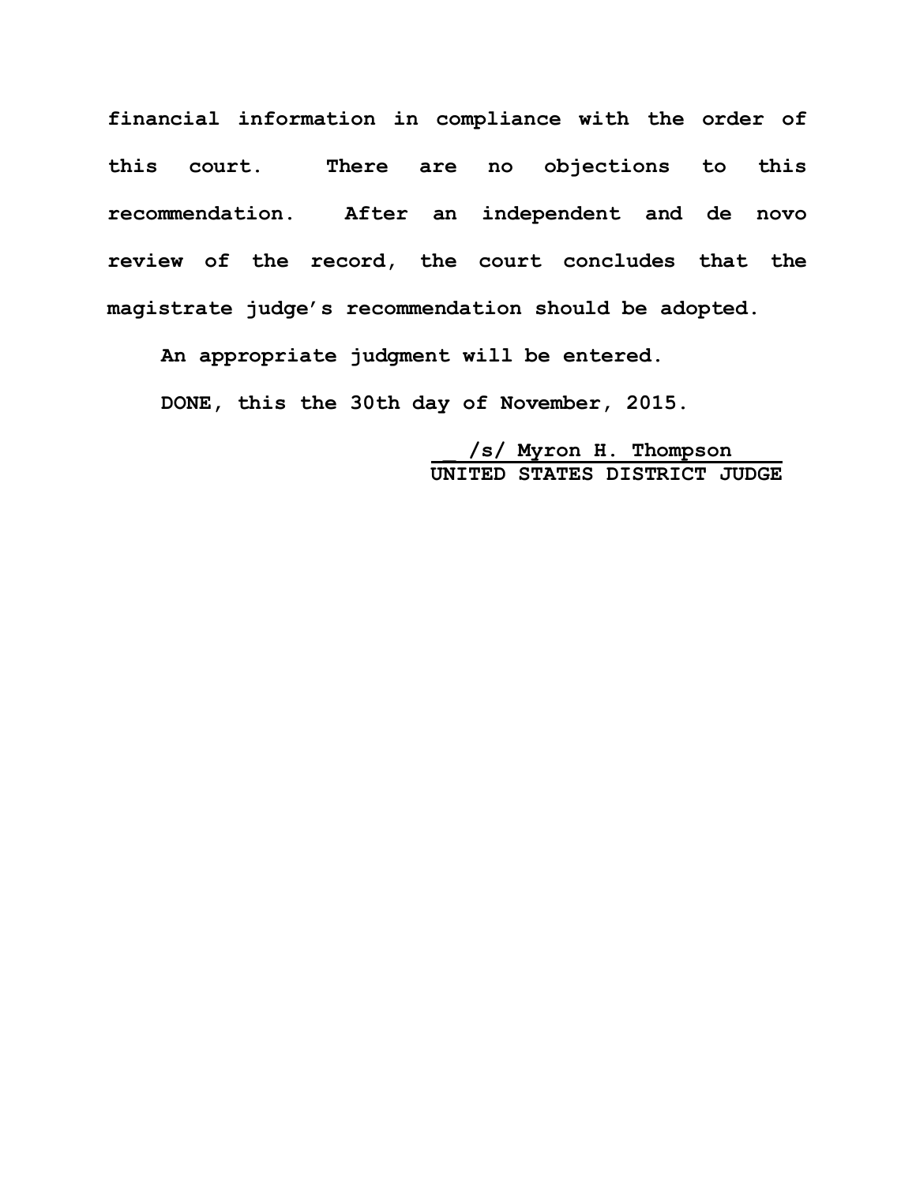financial information in compliance with the order of this court. There are no objections to this recommendation. After an independent and de novo review of the record, the court concludes that the magistrate judge's recommendation should be adopted.

An appropriate judgment will be entered.

DONE, this the 30th day of November, 2015.

/s/ Myron H. Thompson
UNITED STATES DISTRICT JUDGE